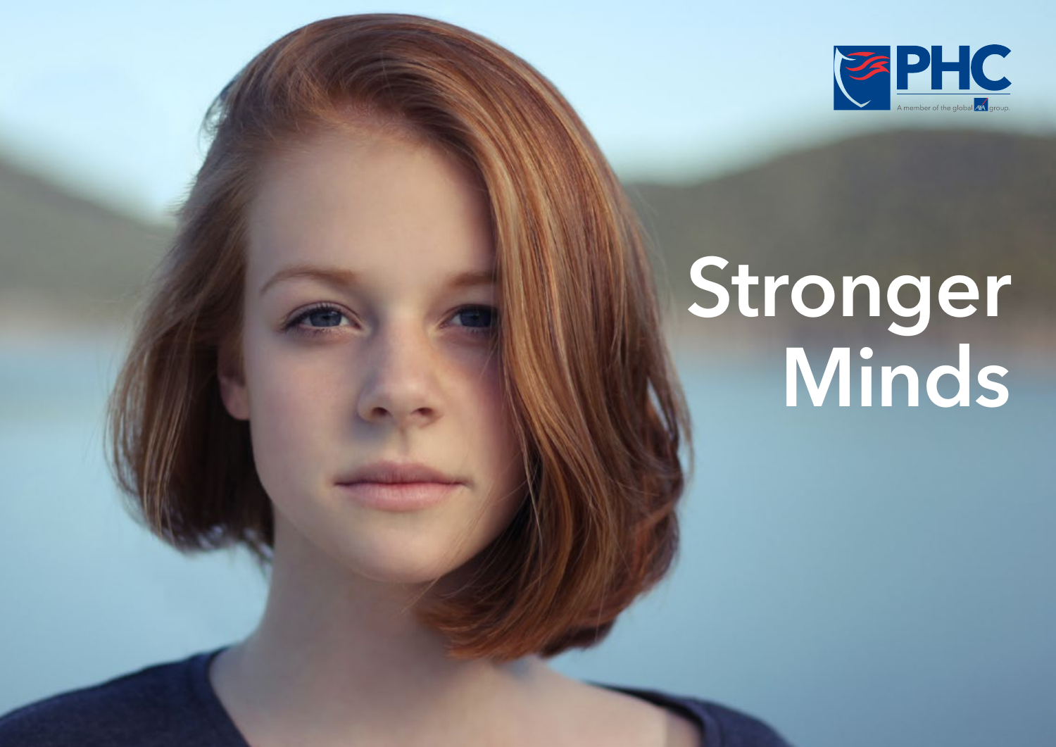PHC

A member of the global AXA group.

# Stronger Minds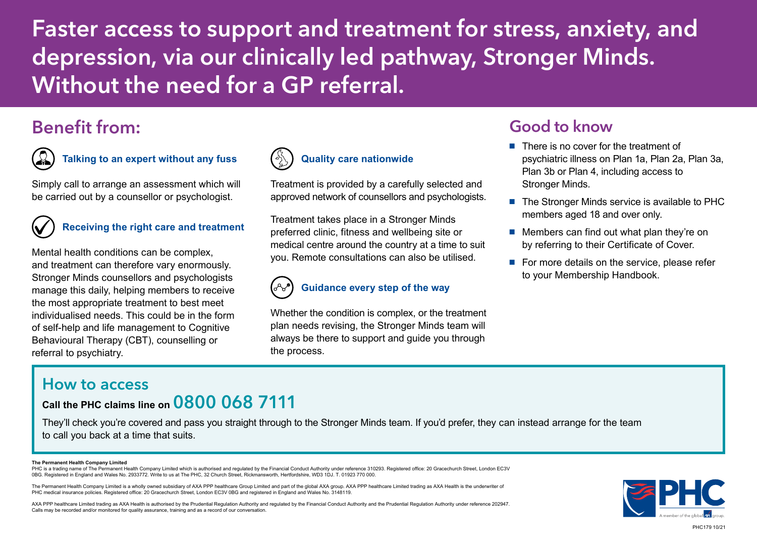# Faster access to support and treatment for stress, anxiety, and depression, via our clinically led pathway, Stronger Minds. Without the need for a GP referral.

## Benefit from:

### Talking to an expert without any fuss

Simply call to arrange an assessment which will be carried out by a counsellor or psychologist.

### Receiving the right care and treatment

Mental health conditions can be complex, and treatment can therefore vary enormously. Stronger Minds counsellors and psychologists manage this daily, helping members to receive the most appropriate treatment to best meet individualised needs. This could be in the form of self-help and life management to Cognitive Behavioural Therapy (CBT), counselling or referral to psychiatry.

### Quality care nationwide

Treatment is provided by a carefully selected and approved network of counsellors and psychologists.

Treatment takes place in a Stronger Minds preferred clinic, fitness and wellbeing site or medical centre around the country at a time to suit you. Remote consultations can also be utilised.

### Guidance every step of the way

Whether the condition is complex, or the treatment plan needs revising, the Stronger Minds team will always be there to support and guide you through the process.

## Good to know

- There is no cover for the treatment of psychiatric illness on Plan 1a, Plan 2a, Plan 3a, Plan 3b or Plan 4, including access to Stronger Minds.
- The Stronger Minds service is available to PHC members aged 18 and over only.
- Members can find out what plan they're on by referring to their Certificate of Cover.
- For more details on the service, please refer to your Membership Handbook.

## How to access

**Call the PHC claims line on** 0800 068 7111

They'll check you're covered and pass you straight through to the Stronger Minds team. If you'd prefer, they can instead arrange for the team to call you back at a time that suits.

**The Permanent Health Company Limited**
PHC is a trading name of The Permanent Health Company Limited which is authorised and regulated by the Financial Conduct Authority under reference 310293. Registered office: 20 Gracechurch Street, London EC3V 0BG. Registered in England and Wales No. 2933772. Write to us at The PHC, 32 Church Street, Rickmansworth, Hertfordshire, WD3 1DJ. T. 01923 770 000.

The Permanent Health Company Limited is a wholly owned subsidiary of AXA PPP healthcare Group Limited and part of the global AXA group. AXA PPP healthcare Limited trading as AXA Health is the underwriter of PHC medical insurance policies. Registered office: 20 Gracechurch Street, London EC3V 0BG and registered in England and Wales No. 3148119.

AXA PPP healthcare Limited trading as AXA Health is authorised by the Prudential Regulation Authority and regulated by the Financial Conduct Authority and the Prudential Regulation Authority under reference 202947. Calls may be recorded and/or monitored for quality assurance, training and as a record of our conversation.

PHC

A member of the global AXA group.

PHC179 10/21